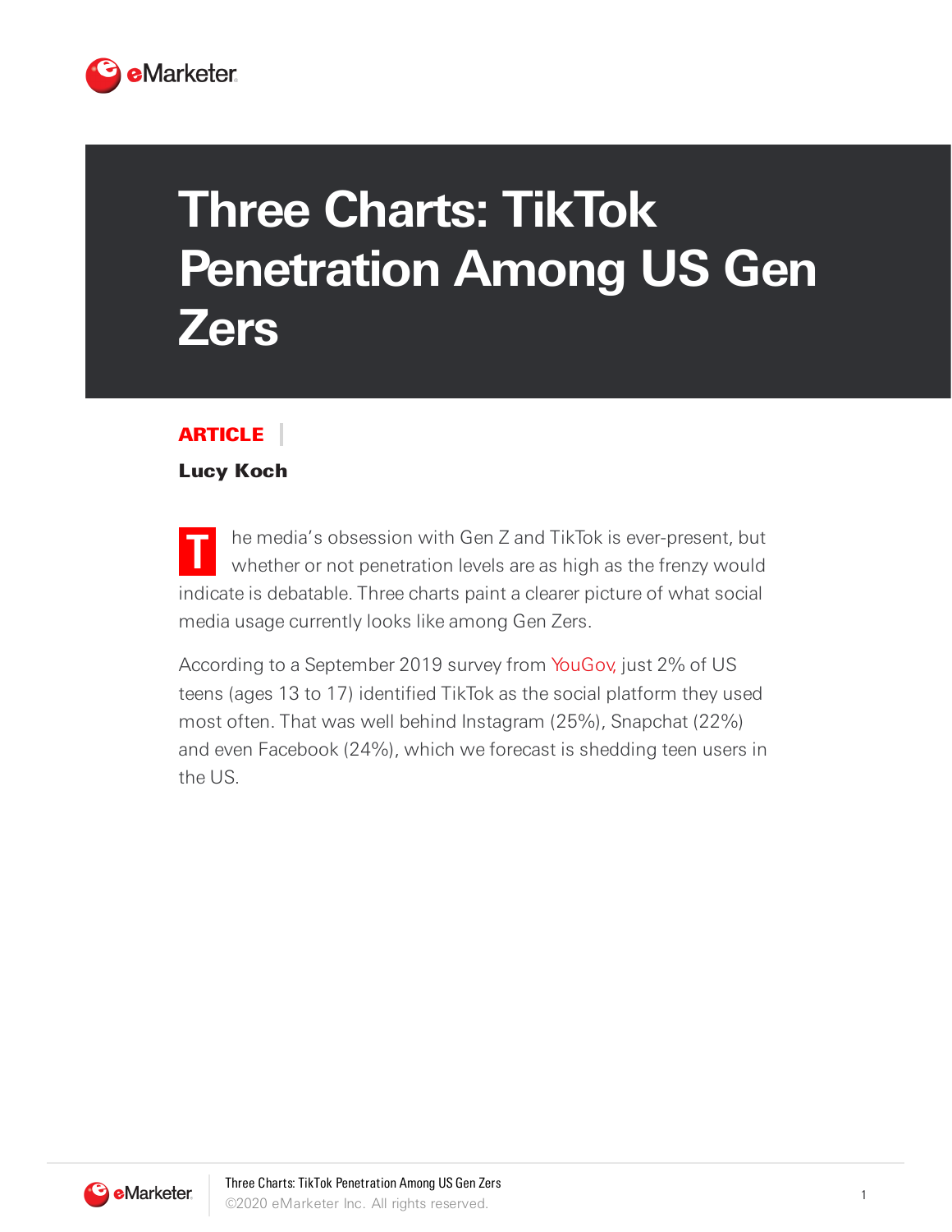# Three Charts: TikTok Penetration Among US Gen Zers

**ARTICLE**

**Lucy Koch**

The media's obsession with Gen Z and TikTok is ever-present, but whether or not penetration levels are as high as the frenzy would indicate is debatable. Three charts paint a clearer picture of what social media usage currently looks like among Gen Zers.

According to a September 2019 survey from YouGov, just 2% of US teens (ages 13 to 17) identified TikTok as the social platform they used most often. That was well behind Instagram (25%), Snapchat (22%) and even Facebook (24%), which we forecast is shedding teen users in the US.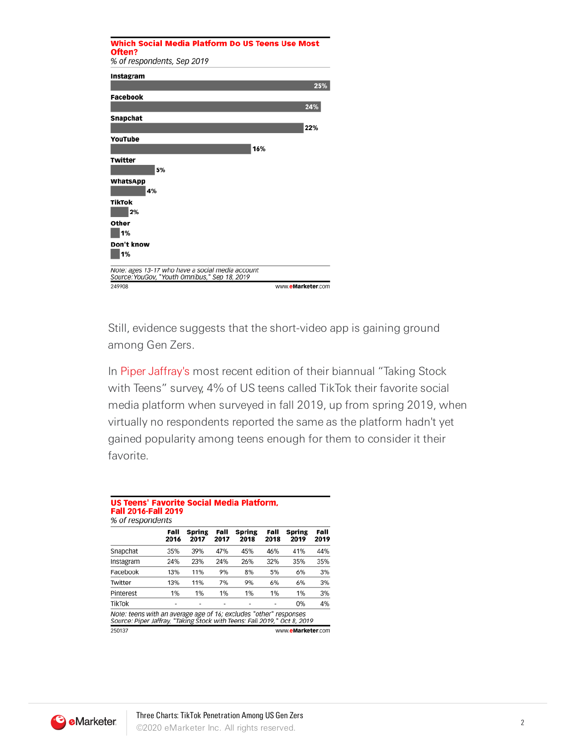**Which Social Media Platform Do US Teens Use Most Often?**
*% of respondents, Sep 2019*

| Platform | % |
|---|---|
| Instagram | 25% |
| Facebook | 24% |
| Snapchat | 22% |
| YouTube | 16% |
| Twitter | 5% |
| WhatsApp | 4% |
| TikTok | 2% |
| Other | 1% |
| Don't know | 1% |

*Note: ages 13-17 who have a social media account*
*Source: YouGov, "Youth Omnibus," Sep 18, 2019*

249908 www.eMarketer.com

Still, evidence suggests that the short-video app is gaining ground among Gen Zers.

In Piper Jaffray's most recent edition of their biannual "Taking Stock with Teens" survey, 4% of US teens called TikTok their favorite social media platform when surveyed in fall 2019, up from spring 2019, when virtually no respondents reported the same as the platform hadn't yet gained popularity among teens enough for them to consider it their favorite.

**US Teens' Favorite Social Media Platform, Fall 2016-Fall 2019**
*% of respondents*

| | Fall 2016 | Spring 2017 | Fall 2017 | Spring 2018 | Fall 2018 | Spring 2019 | Fall 2019 |
|---|---|---|---|---|---|---|---|
| Snapchat | 35% | 39% | 47% | 45% | 46% | 41% | 44% |
| Instagram | 24% | 23% | 24% | 26% | 32% | 35% | 35% |
| Facebook | 13% | 11% | 9% | 8% | 5% | 6% | 3% |
| Twitter | 13% | 11% | 7% | 9% | 6% | 6% | 3% |
| Pinterest | 1% | 1% | 1% | 1% | 1% | 1% | 3% |
| TikTok | - | - | - | - | - | 0% | 4% |

*Note: teens with an average age of 16; excludes "other" responses*
*Source: Piper Jaffray, "Taking Stock with Teens: Fall 2019," Oct 8, 2019*

250137 www.eMarketer.com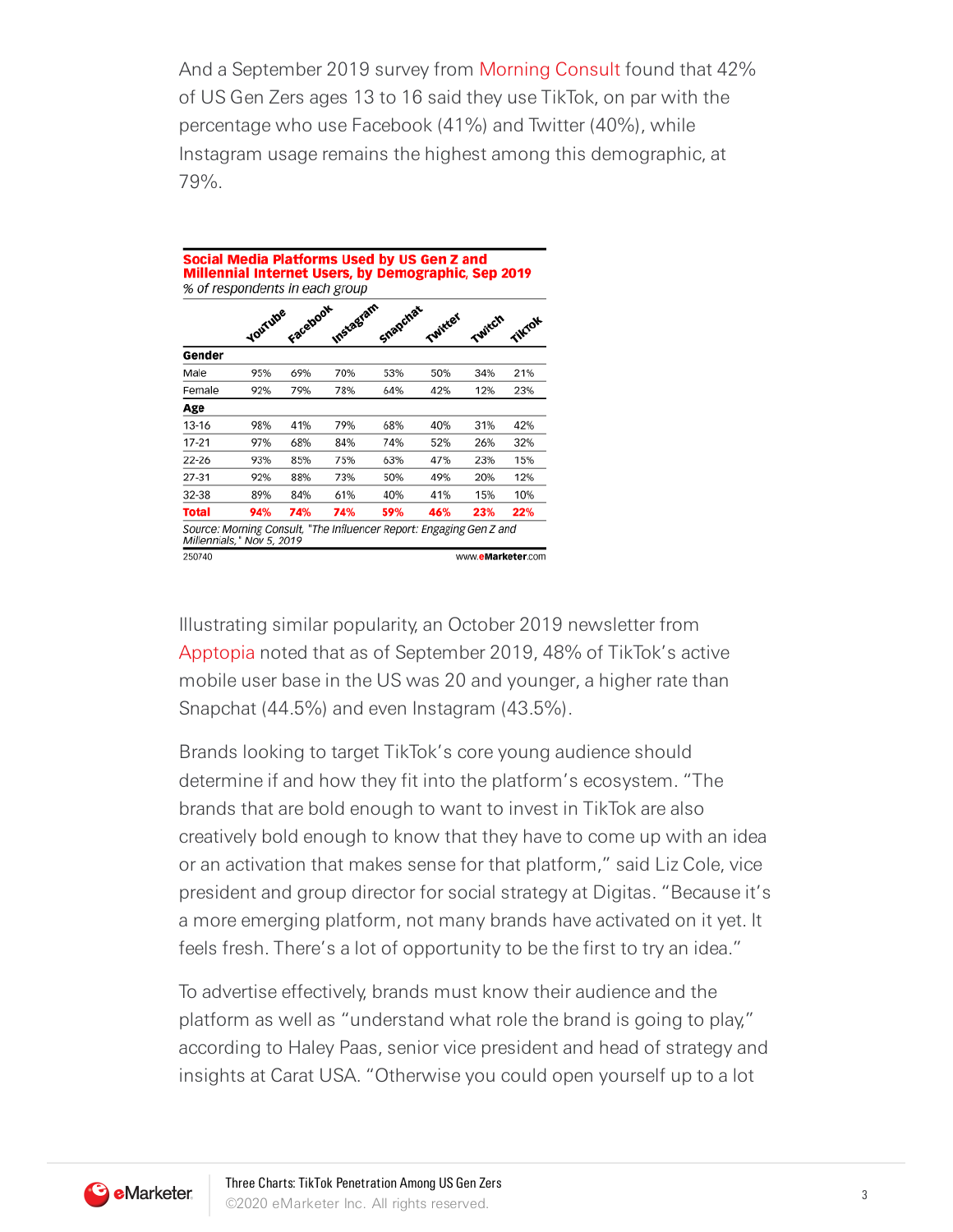And a September 2019 survey from Morning Consult found that 42% of US Gen Zers ages 13 to 16 said they use TikTok, on par with the percentage who use Facebook (41%) and Twitter (40%), while Instagram usage remains the highest among this demographic, at 79%.

**Social Media Platforms Used by US Gen Z and Millennial Internet Users, by Demographic, Sep 2019**
*% of respondents in each group*

| | YouTube | Facebook | Instagram | Snapchat | Twitter | Twitch | TikTok |
|---|---|---|---|---|---|---|---|
| **Gender** | | | | | | | |
| Male | 95% | 69% | 70% | 53% | 50% | 34% | 21% |
| Female | 92% | 79% | 78% | 64% | 42% | 12% | 23% |
| **Age** | | | | | | | |
| 13-16 | 98% | 41% | 79% | 68% | 40% | 31% | 42% |
| 17-21 | 97% | 68% | 84% | 74% | 52% | 26% | 32% |
| 22-26 | 93% | 85% | 75% | 63% | 47% | 23% | 15% |
| 27-31 | 92% | 88% | 73% | 50% | 49% | 20% | 12% |
| 32-38 | 89% | 84% | 61% | 40% | 41% | 15% | 10% |
| **Total** | **94%** | **74%** | **74%** | **59%** | **46%** | **23%** | **22%** |

*Source: Morning Consult, "The Influencer Report: Engaging Gen Z and Millennials," Nov 5, 2019*

250740 www.eMarketer.com

Illustrating similar popularity, an October 2019 newsletter from Apptopia noted that as of September 2019, 48% of TikTok's active mobile user base in the US was 20 and younger, a higher rate than Snapchat (44.5%) and even Instagram (43.5%).

Brands looking to target TikTok's core young audience should determine if and how they fit into the platform's ecosystem. "The brands that are bold enough to want to invest in TikTok are also creatively bold enough to know that they have to come up with an idea or an activation that makes sense for that platform," said Liz Cole, vice president and group director for social strategy at Digitas. "Because it's a more emerging platform, not many brands have activated on it yet. It feels fresh. There's a lot of opportunity to be the first to try an idea."

To advertise effectively, brands must know their audience and the platform as well as "understand what role the brand is going to play," according to Haley Paas, senior vice president and head of strategy and insights at Carat USA. "Otherwise you could open yourself up to a lot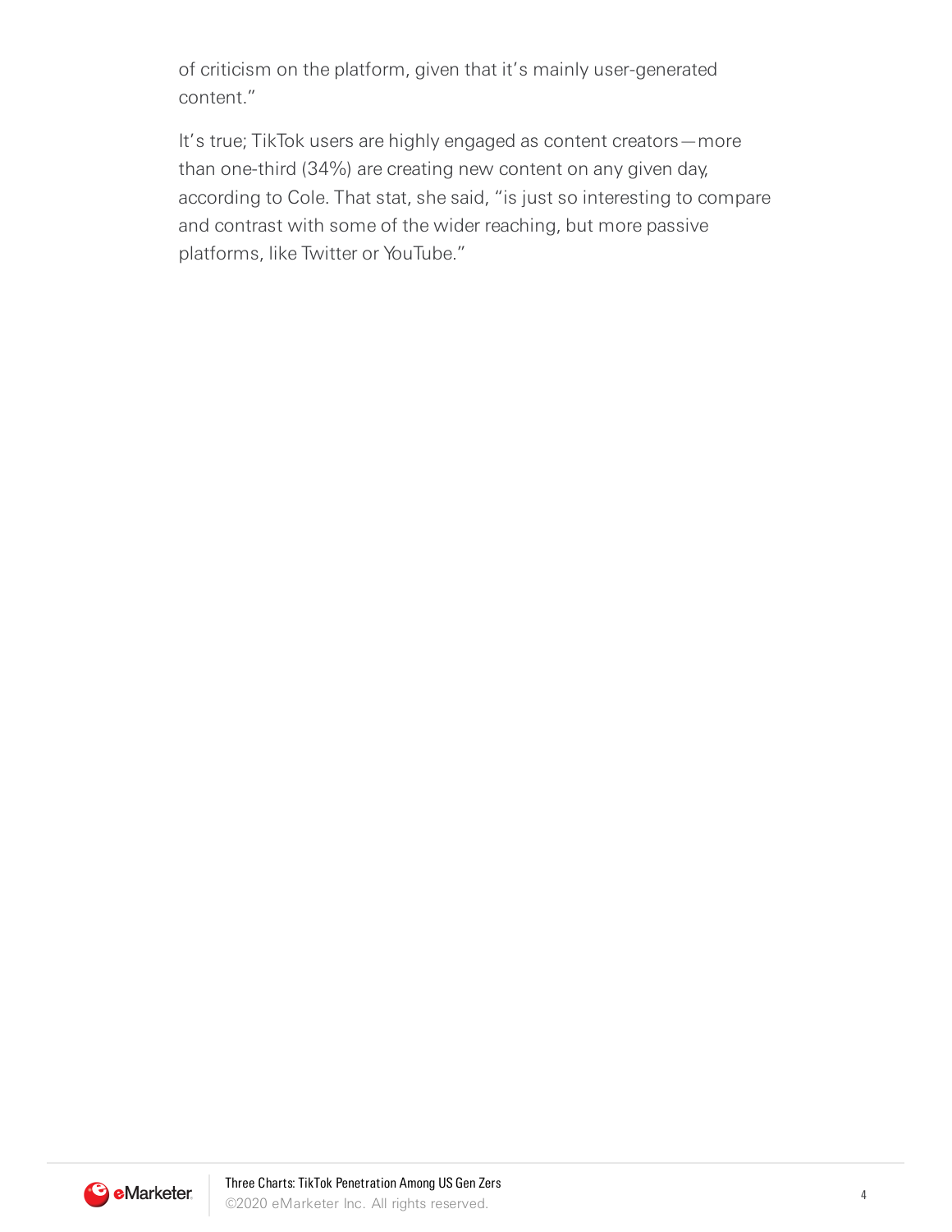of criticism on the platform, given that it's mainly user-generated content."

It's true; TikTok users are highly engaged as content creators—more than one-third (34%) are creating new content on any given day, according to Cole. That stat, she said, "is just so interesting to compare and contrast with some of the wider reaching, but more passive platforms, like Twitter or YouTube."